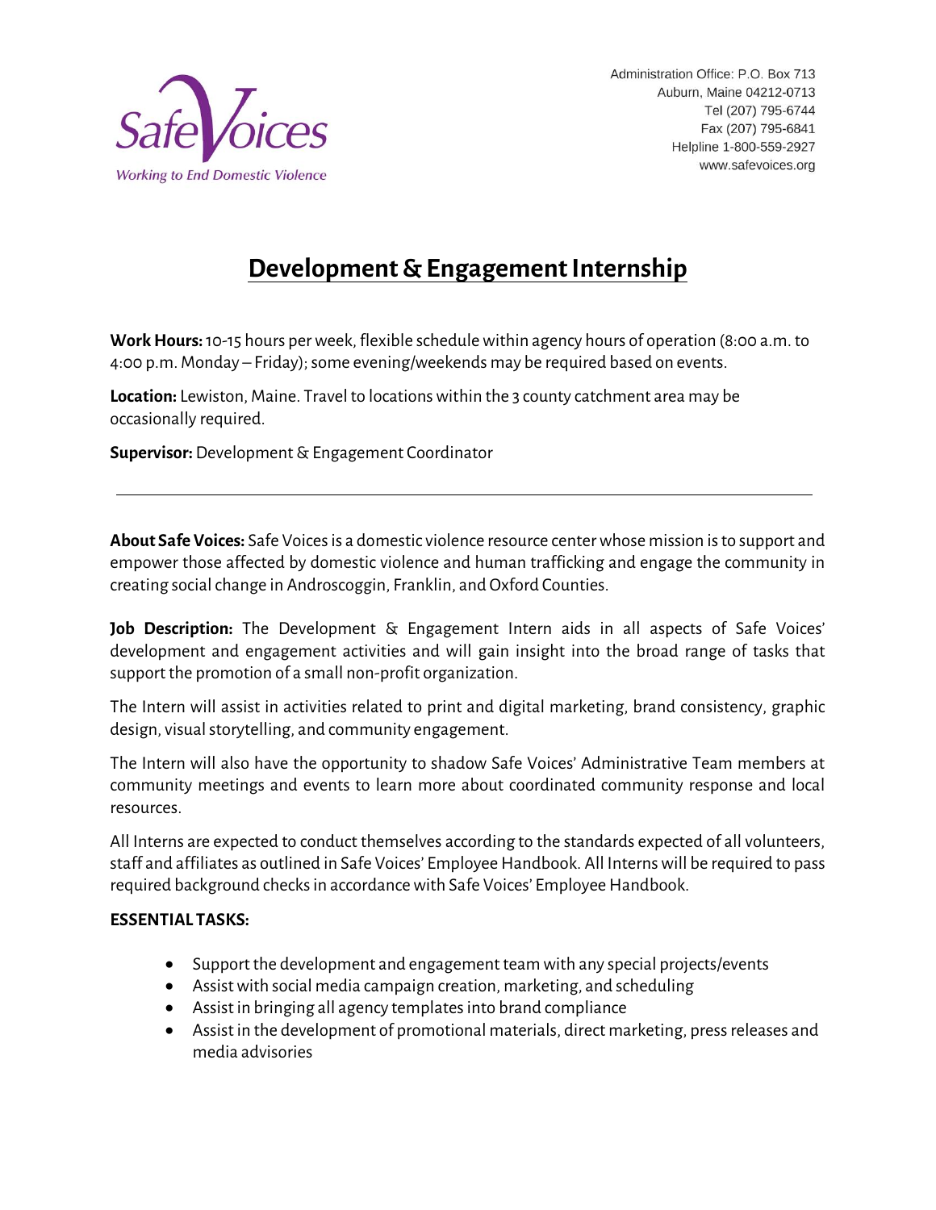Safe Voices
*Working to End Domestic Violence*

Administration Office: P.O. Box 713
Auburn, Maine 04212-0713
Tel (207) 795-6744
Fax (207) 795-6841
Helpline 1-800-559-2927
www.safevoices.org

# Development & Engagement Internship

**Work Hours:** 10-15 hours per week, flexible schedule within agency hours of operation (8:00 a.m. to 4:00 p.m. Monday – Friday); some evening/weekends may be required based on events.

**Location:** Lewiston, Maine. Travel to locations within the 3 county catchment area may be occasionally required.

**Supervisor:** Development & Engagement Coordinator

---

**About Safe Voices:** Safe Voices is a domestic violence resource center whose mission is to support and empower those affected by domestic violence and human trafficking and engage the community in creating social change in Androscoggin, Franklin, and Oxford Counties.

**Job Description:** The Development & Engagement Intern aids in all aspects of Safe Voices' development and engagement activities and will gain insight into the broad range of tasks that support the promotion of a small non-profit organization.

The Intern will assist in activities related to print and digital marketing, brand consistency, graphic design, visual storytelling, and community engagement.

The Intern will also have the opportunity to shadow Safe Voices' Administrative Team members at community meetings and events to learn more about coordinated community response and local resources.

All Interns are expected to conduct themselves according to the standards expected of all volunteers, staff and affiliates as outlined in Safe Voices' Employee Handbook. All Interns will be required to pass required background checks in accordance with Safe Voices' Employee Handbook.

**ESSENTIAL TASKS:**

- Support the development and engagement team with any special projects/events
- Assist with social media campaign creation, marketing, and scheduling
- Assist in bringing all agency templates into brand compliance
- Assist in the development of promotional materials, direct marketing, press releases and media advisories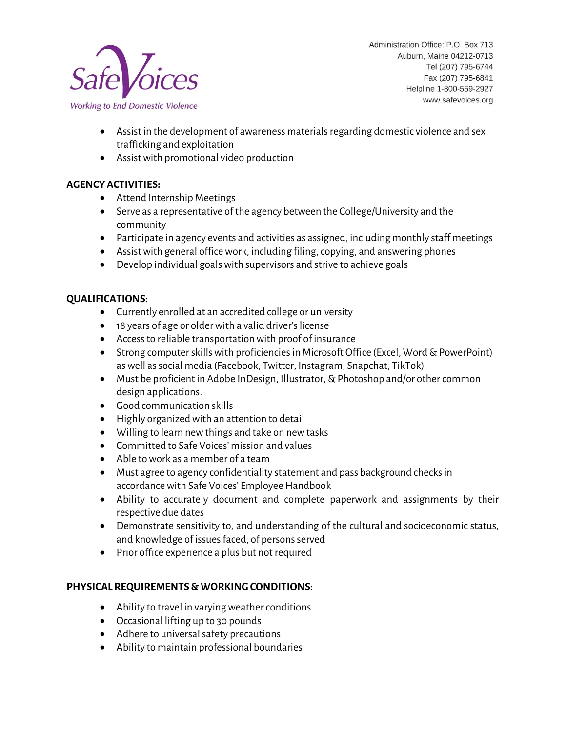- Assist in the development of awareness materials regarding domestic violence and sex trafficking and exploitation
- Assist with promotional video production

**AGENCY ACTIVITIES:**

- Attend Internship Meetings
- Serve as a representative of the agency between the College/University and the community
- Participate in agency events and activities as assigned, including monthly staff meetings
- Assist with general office work, including filing, copying, and answering phones
- Develop individual goals with supervisors and strive to achieve goals

**QUALIFICATIONS:**

- Currently enrolled at an accredited college or university
- 18 years of age or older with a valid driver's license
- Access to reliable transportation with proof of insurance
- Strong computer skills with proficiencies in Microsoft Office (Excel, Word & PowerPoint) as well as social media (Facebook, Twitter, Instagram, Snapchat, TikTok)
- Must be proficient in Adobe InDesign, Illustrator, & Photoshop and/or other common design applications.
- Good communication skills
- Highly organized with an attention to detail
- Willing to learn new things and take on new tasks
- Committed to Safe Voices' mission and values
- Able to work as a member of a team
- Must agree to agency confidentiality statement and pass background checks in accordance with Safe Voices' Employee Handbook
- Ability to accurately document and complete paperwork and assignments by their respective due dates
- Demonstrate sensitivity to, and understanding of the cultural and socioeconomic status, and knowledge of issues faced, of persons served
- Prior office experience a plus but not required

**PHYSICAL REQUIREMENTS & WORKING CONDITIONS:**

- Ability to travel in varying weather conditions
- Occasional lifting up to 30 pounds
- Adhere to universal safety precautions
- Ability to maintain professional boundaries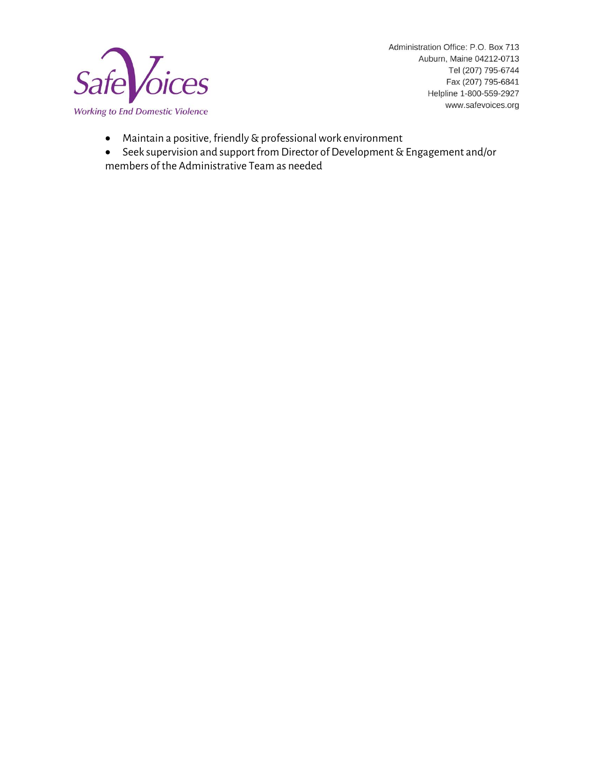- Maintain a positive, friendly & professional work environment
- Seek supervision and support from Director of Development & Engagement and/or members of the Administrative Team as needed